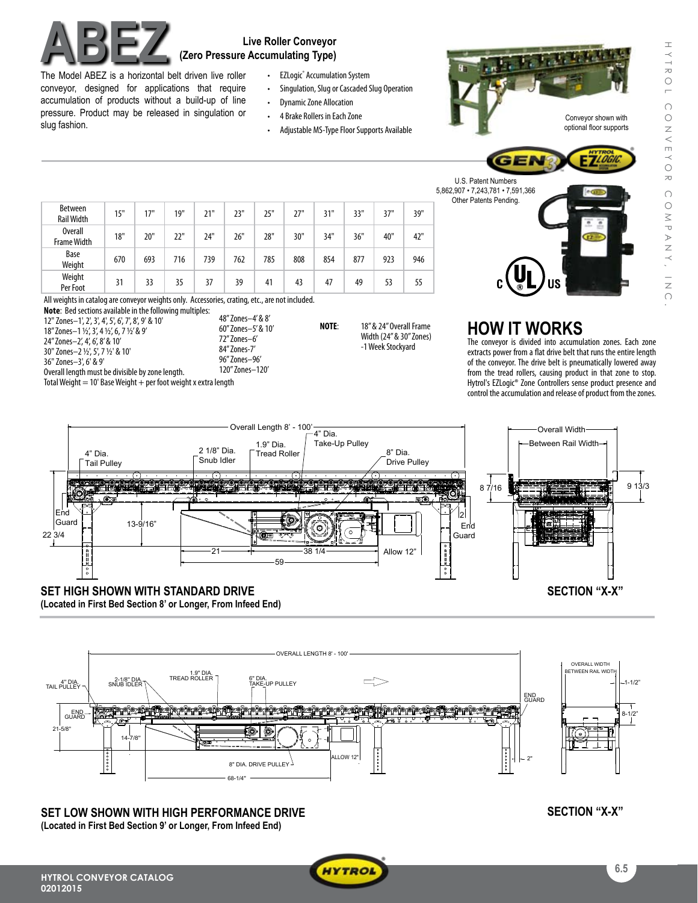# ABEZ

## Live Roller Conveyor (Zero Pressure Accumulating Type)

The Model ABEZ is a horizontal belt driven live roller conveyor, designed for applications that require accumulation of products without a build-up of line pressure. Product may be released in singulation or slug fashion.

- EZLogic® Accumulation System
- Singulation, Slug or Cascaded Slug Operation
- Dynamic Zone Allocation
- 4 Brake Rollers in Each Zone
- Adjustable MS-Type Floor Supports Available

Conveyor shown with optional floor supports

U.S. Patent Numbers 5,862,907 • 7,243,781 • 7,591,366 Other Patents Pending.

| Between Rail Width | 15" | 17" | 19" | 21" | 23" | 25" | 27" | 31" | 33" | 37" | 39" |
|---|---|---|---|---|---|---|---|---|---|---|---|
| Overall Frame Width | 18" | 20" | 22" | 24" | 26" | 28" | 30" | 34" | 36" | 40" | 42" |
| Base Weight | 670 | 693 | 716 | 739 | 762 | 785 | 808 | 854 | 877 | 923 | 946 |
| Weight Per Foot | 31 | 33 | 35 | 37 | 39 | 41 | 43 | 47 | 49 | 53 | 55 |

All weights in catalog are conveyor weights only. Accessories, crating, etc., are not included.

**Note**: Bed sections available in the following multiples:
12" Zones–1', 2', 3', 4', 5', 6', 7', 8', 9' & 10'
18" Zones–1 ½', 3', 4 ½', 6, 7 ½' & 9'
24" Zones–2', 4', 6', 8' & 10'
30" Zones–2 ½', 5', 7 ½' & 10'
36" Zones–3', 6' & 9'
48" Zones–4' & 8'
60" Zones–5' & 10'
72" Zones–6'
84" Zones–7'
96" Zones–96'
120" Zones–120'
Overall length must be divisible by zone length.
Total Weight = 10' Base Weight + per foot weight x extra length

**NOTE**: 18" & 24" Overall Frame Width (24" & 30" Zones) -1 Week Stockyard

## HOW IT WORKS

The conveyor is divided into accumulation zones. Each zone extracts power from a flat drive belt that runs the entire length of the conveyor. The drive belt is pneumatically lowered away from the tread rollers, causing product in that zone to stop. Hytrol's EZLogic® Zone Controllers sense product presence and control the accumulation and release of product from the zones.

Overall Length 8' - 100'
4" Dia. Tail Pulley
2 1/8" Dia. Snub Idler
1.9" Dia. Tread Roller
4" Dia. Take-Up Pulley
8" Dia. Drive Pulley
End Guard
22 3/4
13-9/16"
21
38 1/4
59
Allow 12"
2
End Guard
Overall Width
Between Rail Width
8 7/16
9 13/3

### SET HIGH SHOWN WITH STANDARD DRIVE
**(Located in First Bed Section 8' or Longer, From Infeed End)**

### SECTION "X-X"

OVERALL LENGTH 8' - 100'
4" DIA. TAIL PULLEY
2-1/8" DIA. SNUB IDLER
1.9" DIA. TREAD ROLLER
6" DIA. TAKE-UP PULLEY
END GUARD
END GUARD
21-5/8"
14-7/8"
8" DIA. DRIVE PULLEY
ALLOW 12"
68-1/4"
2"
OVERALL WIDTH
BETWEEN RAIL WIDTH
1-1/2"
8-1/2"

### SET LOW SHOWN WITH HIGH PERFORMANCE DRIVE
**(Located in First Bed Section 9' or Longer, From Infeed End)**

### SECTION "X-X"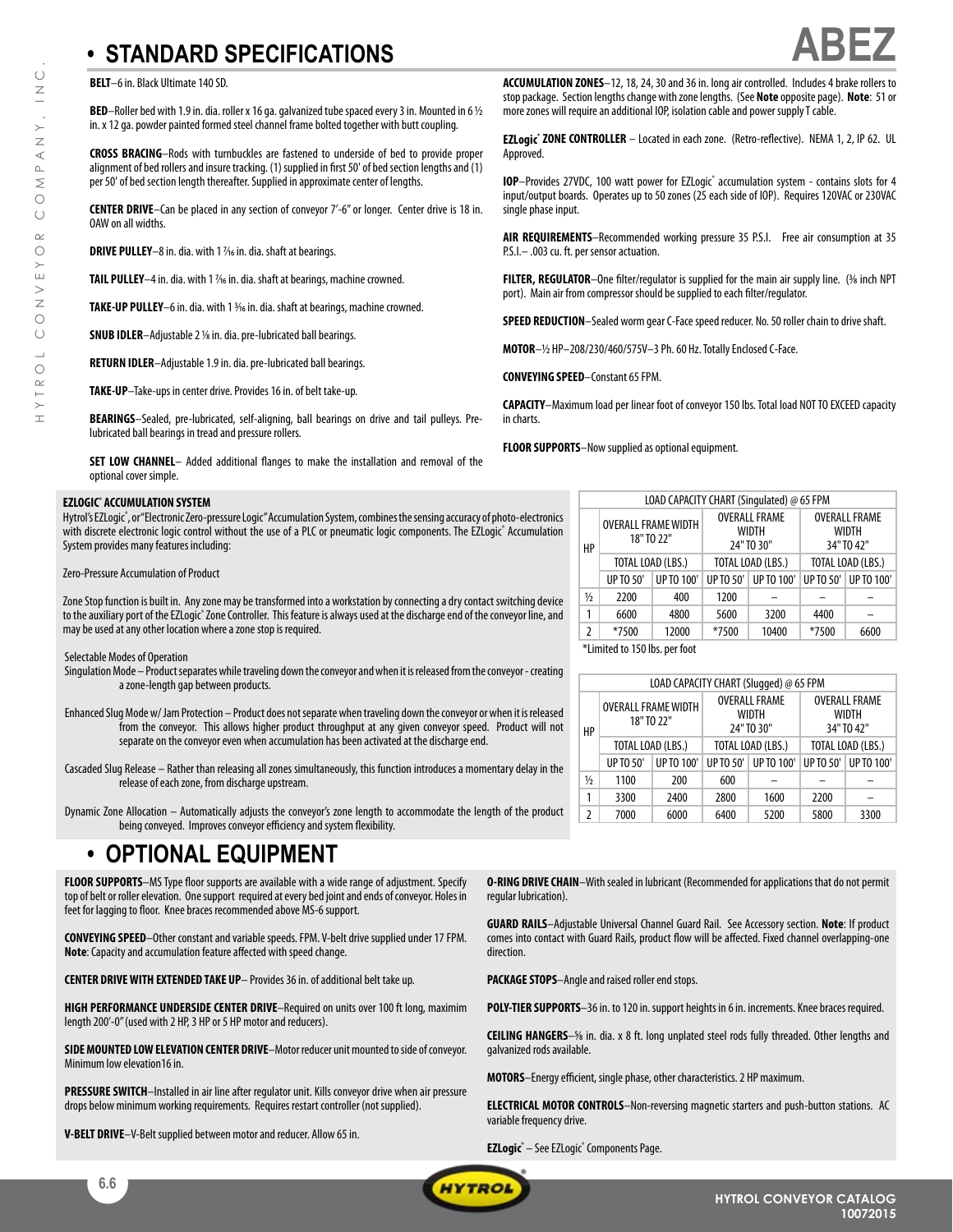# • STANDARD SPECIFICATIONS

**ABEZ**

**BELT**–6 in. Black Ultimate 140 SD.

**BED**–Roller bed with 1.9 in. dia. roller x 16 ga. galvanized tube spaced every 3 in. Mounted in 6 ½ in. x 12 ga. powder painted formed steel channel frame bolted together with butt coupling.

**CROSS BRACING**–Rods with turnbuckles are fastened to underside of bed to provide proper alignment of bed rollers and insure tracking. (1) supplied in first 50' of bed section lengths and (1) per 50' of bed section length thereafter. Supplied in approximate center of lengths.

**CENTER DRIVE**–Can be placed in any section of conveyor 7'-6" or longer. Center drive is 18 in. OAW on all widths.

**DRIVE PULLEY**–8 in. dia. with 1 7⁄16 in. dia. shaft at bearings.

**TAIL PULLEY**–4 in. dia. with 1 7⁄16 in. dia. shaft at bearings, machine crowned.

**TAKE-UP PULLEY**–6 in. dia. with 1 3⁄16 in. dia. shaft at bearings, machine crowned.

**SNUB IDLER**–Adjustable 2 ⅛ in. dia. pre-lubricated ball bearings.

**RETURN IDLER**–Adjustable 1.9 in. dia. pre-lubricated ball bearings.

**TAKE-UP**–Take-ups in center drive. Provides 16 in. of belt take-up.

**BEARINGS**–Sealed, pre-lubricated, self-aligning, ball bearings on drive and tail pulleys. Pre-lubricated ball bearings in tread and pressure rollers.

**SET LOW CHANNEL**– Added additional flanges to make the installation and removal of the optional cover simple.

**ACCUMULATION ZONES**–12, 18, 24, 30 and 36 in. long air controlled. Includes 4 brake rollers to stop package. Section lengths change with zone lengths. (See **Note** opposite page). **Note**: 51 or more zones will require an additional IOP, isolation cable and power supply T cable.

**EZLogic® ZONE CONTROLLER** – Located in each zone. (Retro-reflective). NEMA 1, 2, IP 62. UL Approved.

**IOP**–Provides 27VDC, 100 watt power for EZLogic® accumulation system - contains slots for 4 input/output boards. Operates up to 50 zones (25 each side of IOP). Requires 120VAC or 230VAC single phase input.

**AIR REQUIREMENTS**–Recommended working pressure 35 P.S.I. Free air consumption at 35 P.S.I.– .003 cu. ft. per sensor actuation.

**FILTER, REGULATOR**–One filter/regulator is supplied for the main air supply line. (⅜ inch NPT port). Main air from compressor should be supplied to each filter/regulator.

**SPEED REDUCTION**–Sealed worm gear C-Face speed reducer. No. 50 roller chain to drive shaft.

**MOTOR**–½ HP–208/230/460/575V–3 Ph. 60 Hz. Totally Enclosed C-Face.

**CONVEYING SPEED**–Constant 65 FPM.

**CAPACITY**–Maximum load per linear foot of conveyor 150 lbs. Total load NOT TO EXCEED capacity in charts.

**FLOOR SUPPORTS**–Now supplied as optional equipment.

**EZLOGIC® ACCUMULATION SYSTEM**

Hytrol's EZLogic®, or "Electronic Zero-pressure Logic" Accumulation System, combines the sensing accuracy of photo-electronics with discrete electronic logic control without the use of a PLC or pneumatic logic components. The EZLogic® Accumulation System provides many features including:

Zero-Pressure Accumulation of Product

Zone Stop function is built in. Any zone may be transformed into a workstation by connecting a dry contact switching device to the auxiliary port of the EZLogic® Zone Controller. This feature is always used at the discharge end of the conveyor line, and may be used at any other location where a zone stop is required.

Selectable Modes of Operation

Singulation Mode – Product separates while traveling down the conveyor and when it is released from the conveyor - creating a zone-length gap between products.

Enhanced Slug Mode w/ Jam Protection – Product does not separate when traveling down the conveyor or when it is released from the conveyor. This allows higher product throughput at any given conveyor speed. Product will not separate on the conveyor even when accumulation has been activated at the discharge end.

Cascaded Slug Release – Rather than releasing all zones simultaneously, this function introduces a momentary delay in the release of each zone, from discharge upstream.

Dynamic Zone Allocation – Automatically adjusts the conveyor's zone length to accommodate the length of the product being conveyed. Improves conveyor efficiency and system flexibility.

| LOAD CAPACITY CHART (Singulated) @ 65 FPM | | | | | | |
|---|---|---|---|---|---|---|
| HP | OVERALL FRAME WIDTH 18" TO 22" | | OVERALL FRAME WIDTH 24" TO 30" | | OVERALL FRAME WIDTH 34" TO 42" | |
| | TOTAL LOAD (LBS.) | | TOTAL LOAD (LBS.) | | TOTAL LOAD (LBS.) | |
| | UP TO 50' | UP TO 100' | UP TO 50' | UP TO 100' | UP TO 50' | UP TO 100' |
| ½ | 2200 | 400 | 1200 | – | – | – |
| 1 | 6600 | 4800 | 5600 | 3200 | 4400 | – |
| 2 | *7500 | 12000 | *7500 | 10400 | *7500 | 6600 |

*Limited to 150 lbs. per foot

| LOAD CAPACITY CHART (Slugged) @ 65 FPM | | | | | | |
|---|---|---|---|---|---|---|
| HP | OVERALL FRAME WIDTH 18" TO 22" | | OVERALL FRAME WIDTH 24" TO 30" | | OVERALL FRAME WIDTH 34" TO 42" | |
| | TOTAL LOAD (LBS.) | | TOTAL LOAD (LBS.) | | TOTAL LOAD (LBS.) | |
| | UP TO 50' | UP TO 100' | UP TO 50' | UP TO 100' | UP TO 50' | UP TO 100' |
| ½ | 1100 | 200 | 600 | – | – | – |
| 1 | 3300 | 2400 | 2800 | 1600 | 2200 | – |
| 2 | 7000 | 6000 | 6400 | 5200 | 5800 | 3300 |

# • OPTIONAL EQUIPMENT

**FLOOR SUPPORTS**–MS Type floor supports are available with a wide range of adjustment. Specify top of belt or roller elevation. One support required at every bed joint and ends of conveyor. Holes in feet for lagging to floor. Knee braces recommended above MS-6 support.

**CONVEYING SPEED**–Other constant and variable speeds. FPM. V-belt drive supplied under 17 FPM. **Note**: Capacity and accumulation feature affected with speed change.

**CENTER DRIVE WITH EXTENDED TAKE UP**– Provides 36 in. of additional belt take up.

**HIGH PERFORMANCE UNDERSIDE CENTER DRIVE**–Required on units over 100 ft long, maximim length 200'-0" (used with 2 HP, 3 HP or 5 HP motor and reducers).

**SIDE MOUNTED LOW ELEVATION CENTER DRIVE**–Motor reducer unit mounted to side of conveyor. Minimum low elevation16 in.

**PRESSURE SWITCH**–Installed in air line after regulator unit. Kills conveyor drive when air pressure drops below minimum working requirements. Requires restart controller (not supplied).

**V-BELT DRIVE**–V-Belt supplied between motor and reducer. Allow 65 in.

**O-RING DRIVE CHAIN**–With sealed in lubricant (Recommended for applications that do not permit regular lubrication).

**GUARD RAILS**–Adjustable Universal Channel Guard Rail. See Accessory section. **Note**: If product comes into contact with Guard Rails, product flow will be affected. Fixed channel overlapping-one direction.

**PACKAGE STOPS**–Angle and raised roller end stops.

**POLY-TIER SUPPORTS**–36 in. to 120 in. support heights in 6 in. increments. Knee braces required.

**CEILING HANGERS**–⅝ in. dia. x 8 ft. long unplated steel rods fully threaded. Other lengths and galvanized rods available.

**MOTORS**–Energy efficient, single phase, other characteristics. 2 HP maximum.

**ELECTRICAL MOTOR CONTROLS**–Non-reversing magnetic starters and push-button stations. AC variable frequency drive.

**EZLogic®** – See EZLogic® Components Page.